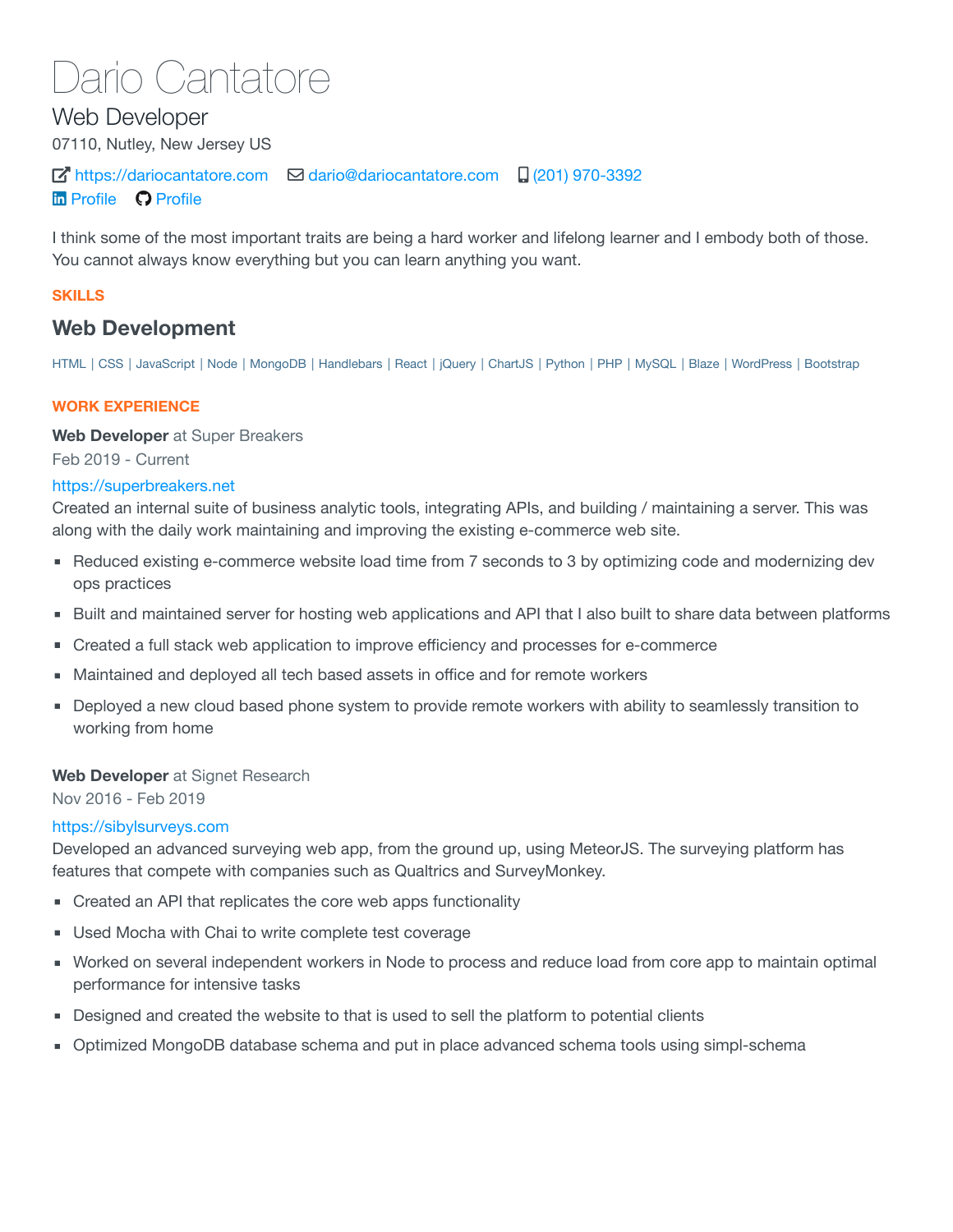# Dario Cantatore

## Web Developer

07110, Nutley, New Jersey US

https://dariocantatore.com dario@dariocantatore.com (201) 970-3392
Profile Profile

I think some of the most important traits are being a hard worker and lifelong learner and I embody both of those. You cannot always know everything but you can learn anything you want.

**SKILLS**

### Web Development

HTML | CSS | JavaScript | Node | MongoDB | Handlebars | React | jQuery | ChartJS | Python | PHP | MySQL | Blaze | WordPress | Bootstrap

**WORK EXPERIENCE**

**Web Developer** at Super Breakers
Feb 2019 - Current
https://superbreakers.net
Created an internal suite of business analytic tools, integrating APIs, and building / maintaining a server. This was along with the daily work maintaining and improving the existing e-commerce web site.

- Reduced existing e-commerce website load time from 7 seconds to 3 by optimizing code and modernizing dev ops practices
- Built and maintained server for hosting web applications and API that I also built to share data between platforms
- Created a full stack web application to improve efficiency and processes for e-commerce
- Maintained and deployed all tech based assets in office and for remote workers
- Deployed a new cloud based phone system to provide remote workers with ability to seamlessly transition to working from home

**Web Developer** at Signet Research
Nov 2016 - Feb 2019
https://sibylsurveys.com
Developed an advanced surveying web app, from the ground up, using MeteorJS. The surveying platform has features that compete with companies such as Qualtrics and SurveyMonkey.

- Created an API that replicates the core web apps functionality
- Used Mocha with Chai to write complete test coverage
- Worked on several independent workers in Node to process and reduce load from core app to maintain optimal performance for intensive tasks
- Designed and created the website to that is used to sell the platform to potential clients
- Optimized MongoDB database schema and put in place advanced schema tools using simpl-schema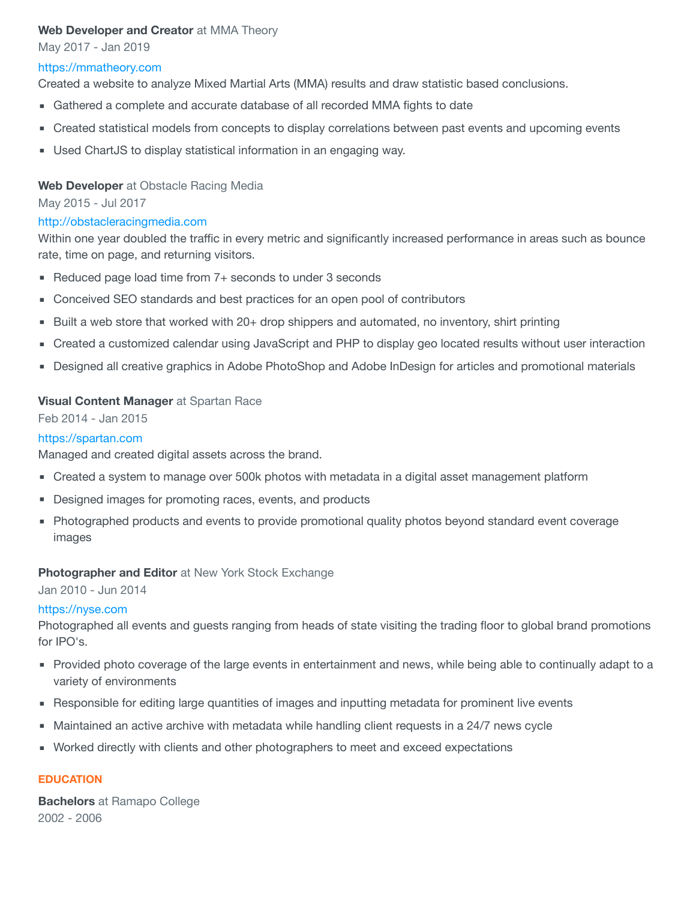**Web Developer and Creator** at MMA Theory

May 2017 - Jan 2019

https://mmatheory.com

Created a website to analyze Mixed Martial Arts (MMA) results and draw statistic based conclusions.

- Gathered a complete and accurate database of all recorded MMA fights to date
- Created statistical models from concepts to display correlations between past events and upcoming events
- Used ChartJS to display statistical information in an engaging way.

**Web Developer** at Obstacle Racing Media

May 2015 - Jul 2017

http://obstacleracingmedia.com

Within one year doubled the traffic in every metric and significantly increased performance in areas such as bounce rate, time on page, and returning visitors.

- Reduced page load time from 7+ seconds to under 3 seconds
- Conceived SEO standards and best practices for an open pool of contributors
- Built a web store that worked with 20+ drop shippers and automated, no inventory, shirt printing
- Created a customized calendar using JavaScript and PHP to display geo located results without user interaction
- Designed all creative graphics in Adobe PhotoShop and Adobe InDesign for articles and promotional materials

**Visual Content Manager** at Spartan Race

Feb 2014 - Jan 2015

https://spartan.com

Managed and created digital assets across the brand.

- Created a system to manage over 500k photos with metadata in a digital asset management platform
- Designed images for promoting races, events, and products
- Photographed products and events to provide promotional quality photos beyond standard event coverage images

**Photographer and Editor** at New York Stock Exchange

Jan 2010 - Jun 2014

https://nyse.com

Photographed all events and guests ranging from heads of state visiting the trading floor to global brand promotions for IPO's.

- Provided photo coverage of the large events in entertainment and news, while being able to continually adapt to a variety of environments
- Responsible for editing large quantities of images and inputting metadata for prominent live events
- Maintained an active archive with metadata while handling client requests in a 24/7 news cycle
- Worked directly with clients and other photographers to meet and exceed expectations

## EDUCATION

**Bachelors** at Ramapo College

2002 - 2006